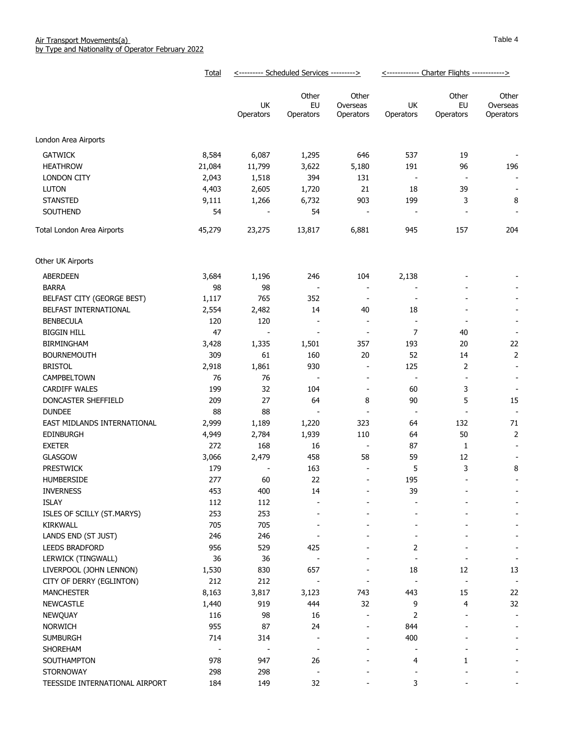Air Transport Movements(a)
by Type and Nationality of Operator February 2022

Table 4

| | Total | Scheduled Services | | | Charter Flights | | |
|---|---|---|---|---|---|---|---|
| | | UK Operators | Other EU Operators | Other Overseas Operators | UK Operators | Other EU Operators | Other Overseas Operators |
| London Area Airports | | | | | | | |
| GATWICK | 8,584 | 6,087 | 1,295 | 646 | 537 | 19 | - |
| HEATHROW | 21,084 | 11,799 | 3,622 | 5,180 | 191 | 96 | 196 |
| LONDON CITY | 2,043 | 1,518 | 394 | 131 | - | - | - |
| LUTON | 4,403 | 2,605 | 1,720 | 21 | 18 | 39 | - |
| STANSTED | 9,111 | 1,266 | 6,732 | 903 | 199 | 3 | 8 |
| SOUTHEND | 54 | - | 54 | - | - | - | - |
| Total London Area Airports | 45,279 | 23,275 | 13,817 | 6,881 | 945 | 157 | 204 |
| Other UK Airports | | | | | | | |
| ABERDEEN | 3,684 | 1,196 | 246 | 104 | 2,138 | - | - |
| BARRA | 98 | 98 | - | - | - | - | - |
| BELFAST CITY (GEORGE BEST) | 1,117 | 765 | 352 | - | - | - | - |
| BELFAST INTERNATIONAL | 2,554 | 2,482 | 14 | 40 | 18 | - | - |
| BENBECULA | 120 | 120 | - | - | - | - | - |
| BIGGIN HILL | 47 | - | - | - | 7 | 40 | - |
| BIRMINGHAM | 3,428 | 1,335 | 1,501 | 357 | 193 | 20 | 22 |
| BOURNEMOUTH | 309 | 61 | 160 | 20 | 52 | 14 | 2 |
| BRISTOL | 2,918 | 1,861 | 930 | - | 125 | 2 | - |
| CAMPBELTOWN | 76 | 76 | - | - | - | - | - |
| CARDIFF WALES | 199 | 32 | 104 | - | 60 | 3 | - |
| DONCASTER SHEFFIELD | 209 | 27 | 64 | 8 | 90 | 5 | 15 |
| DUNDEE | 88 | 88 | - | - | - | - | - |
| EAST MIDLANDS INTERNATIONAL | 2,999 | 1,189 | 1,220 | 323 | 64 | 132 | 71 |
| EDINBURGH | 4,949 | 2,784 | 1,939 | 110 | 64 | 50 | 2 |
| EXETER | 272 | 168 | 16 | - | 87 | 1 | - |
| GLASGOW | 3,066 | 2,479 | 458 | 58 | 59 | 12 | - |
| PRESTWICK | 179 | - | 163 | - | 5 | 3 | 8 |
| HUMBERSIDE | 277 | 60 | 22 | - | 195 | - | - |
| INVERNESS | 453 | 400 | 14 | - | 39 | - | - |
| ISLAY | 112 | 112 | - | - | - | - | - |
| ISLES OF SCILLY (ST.MARYS) | 253 | 253 | - | - | - | - | - |
| KIRKWALL | 705 | 705 | - | - | - | - | - |
| LANDS END (ST JUST) | 246 | 246 | - | - | - | - | - |
| LEEDS BRADFORD | 956 | 529 | 425 | - | 2 | - | - |
| LERWICK (TINGWALL) | 36 | 36 | - | - | - | - | - |
| LIVERPOOL (JOHN LENNON) | 1,530 | 830 | 657 | - | 18 | 12 | 13 |
| CITY OF DERRY (EGLINTON) | 212 | 212 | - | - | - | - | - |
| MANCHESTER | 8,163 | 3,817 | 3,123 | 743 | 443 | 15 | 22 |
| NEWCASTLE | 1,440 | 919 | 444 | 32 | 9 | 4 | 32 |
| NEWQUAY | 116 | 98 | 16 | - | 2 | - | - |
| NORWICH | 955 | 87 | 24 | - | 844 | - | - |
| SUMBURGH | 714 | 314 | - | - | 400 | - | - |
| SHOREHAM | - | - | - | - | - | - | - |
| SOUTHAMPTON | 978 | 947 | 26 | - | 4 | 1 | - |
| STORNOWAY | 298 | 298 | - | - | - | - | - |
| TEESSIDE INTERNATIONAL AIRPORT | 184 | 149 | 32 | - | 3 | - | - |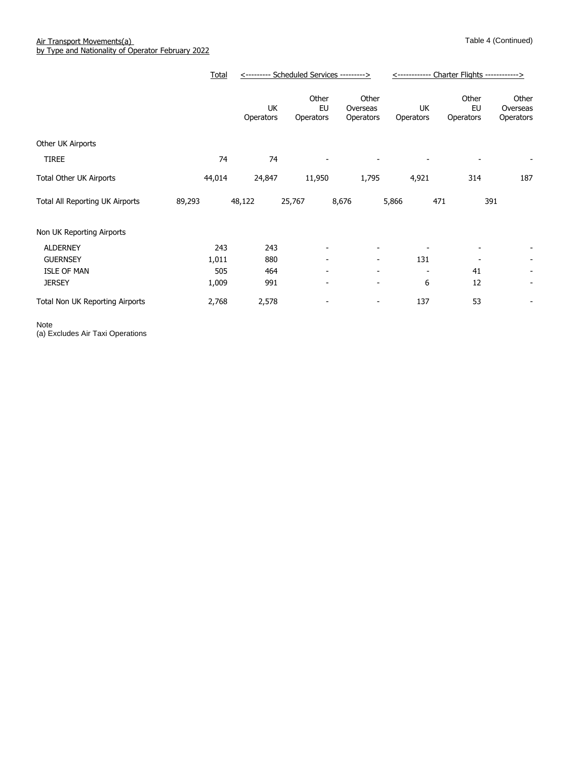Air Transport Movements(a)
by Type and Nationality of Operator February 2022

Table 4 (Continued)

| | Total | Scheduled Services | | | Charter Flights | | |
|---|---|---|---|---|---|---|---|
| | | UK Operators | Other EU Operators | Other Overseas Operators | UK Operators | Other EU Operators | Other Overseas Operators |
| Other UK Airports | | | | | | | |
| TIREE | 74 | 74 | - | - | - | - | - |
| Total Other UK Airports | 44,014 | 24,847 | 11,950 | 1,795 | 4,921 | 314 | 187 |
| Total All Reporting UK Airports | 89,293 | 48,122 | 25,767 | 8,676 | 5,866 | 471 | 391 |
| Non UK Reporting Airports | | | | | | | |
| ALDERNEY | 243 | 243 | - | - | - | - | - |
| GUERNSEY | 1,011 | 880 | - | - | 131 | - | - |
| ISLE OF MAN | 505 | 464 | - | - | - | 41 | - |
| JERSEY | 1,009 | 991 | - | - | 6 | 12 | - |
| Total Non UK Reporting Airports | 2,768 | 2,578 | - | - | 137 | 53 | - |

Note
(a) Excludes Air Taxi Operations